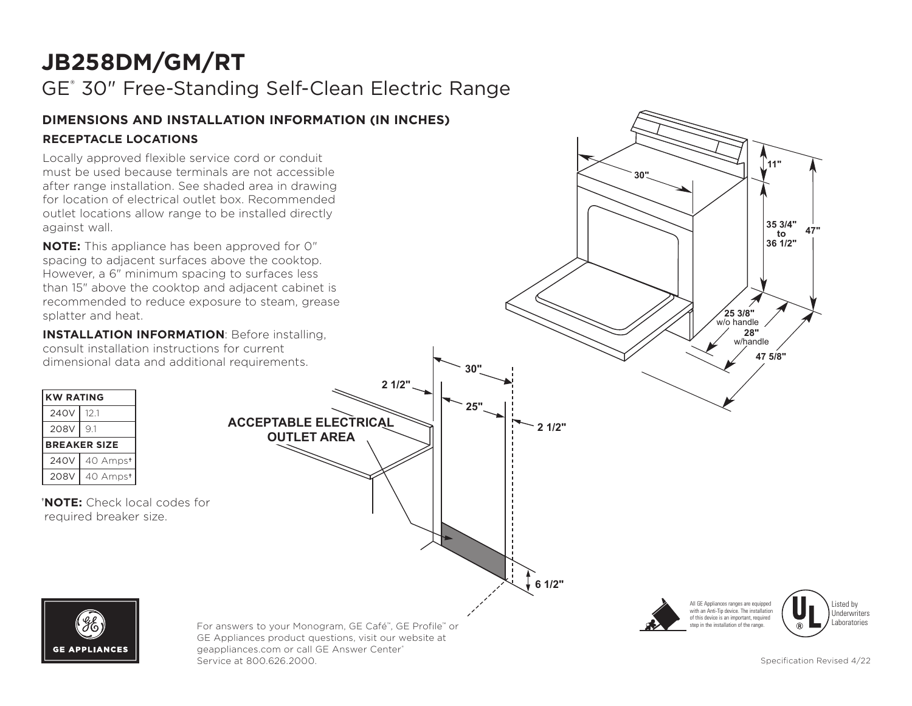# JB258DM/GM/RT

## GE® 30" Free-Standing Self-Clean Electric Range

### DIMENSIONS AND INSTALLATION INFORMATION (IN INCHES)

#### RECEPTACLE LOCATIONS

Locally approved flexible service cord or conduit must be used because terminals are not accessible after range installation. See shaded area in drawing for location of electrical outlet box. Recommended outlet locations allow range to be installed directly against wall.

**NOTE:** This appliance has been approved for 0" spacing to adjacent surfaces above the cooktop. However, a 6" minimum spacing to surfaces less than 15" above the cooktop and adjacent cabinet is recommended to reduce exposure to steam, grease splatter and heat.

**INSTALLATION INFORMATION**: Before installing, consult installation instructions for current dimensional data and additional requirements.

| KW RATING | |
|---|---|
| 240V | 12.1 |
| 208V | 9.1 |
| **BREAKER SIZE** | |
| 240V | 40 Amps† |
| 208V | 40 Amps† |

†**NOTE:** Check local codes for required breaker size.

30"

11"

35 3/4" to 36 1/2"

47"

25 3/8" w/o handle

28" w/handle

47 5/8"

30"

2 1/2"

25"

2 1/2"

ACCEPTABLE ELECTRICAL OUTLET AREA

6 1/2"

For answers to your Monogram, GE Café™, GE Profile™ or GE Appliances product questions, visit our website at geappliances.com or call GE Answer Center® Service at 800.626.2000.

All GE Appliances ranges are equipped with an Anti-Tip device. The installation of this device is an important, required step in the installation of the range.

Listed by Underwriters Laboratories

Specification Revised 4/22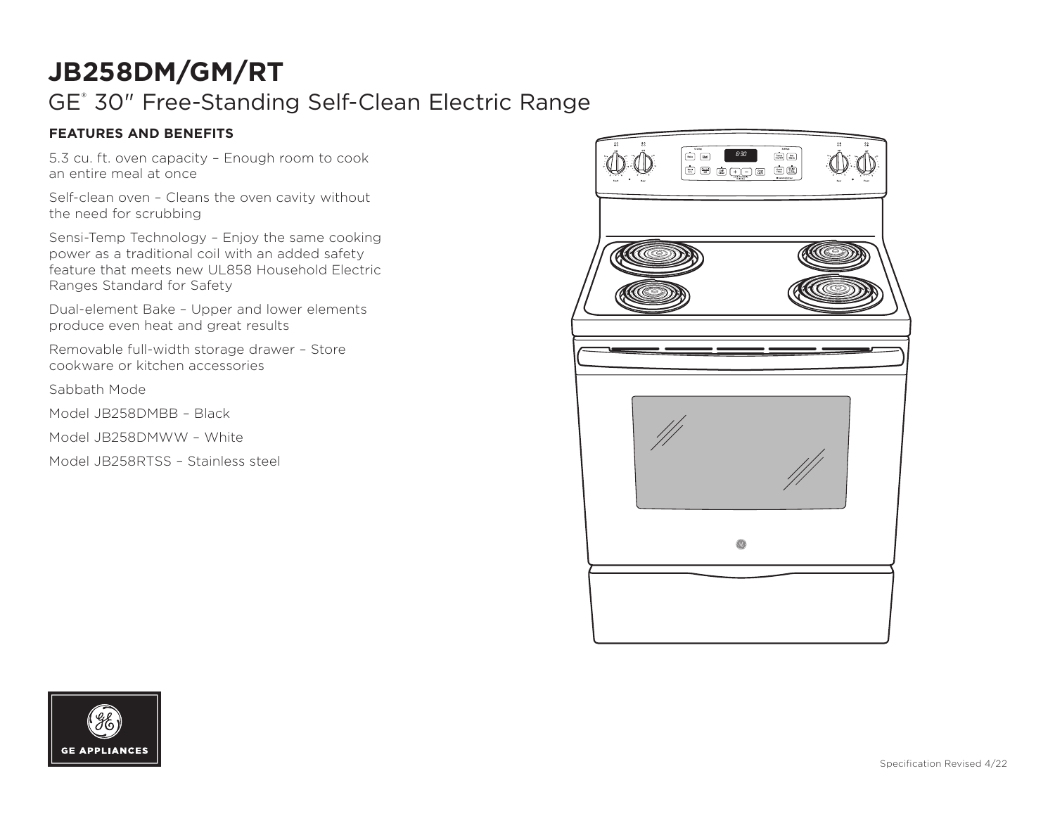# JB258DM/GM/RT

## GE® 30" Free-Standing Self-Clean Electric Range

### FEATURES AND BENEFITS

5.3 cu. ft. oven capacity – Enough room to cook an entire meal at once

Self-clean oven – Cleans the oven cavity without the need for scrubbing

Sensi-Temp Technology – Enjoy the same cooking power as a traditional coil with an added safety feature that meets new UL858 Household Electric Ranges Standard for Safety

Dual-element Bake – Upper and lower elements produce even heat and great results

Removable full-width storage drawer – Store cookware or kitchen accessories

Sabbath Mode

Model JB258DMBB – Black

Model JB258DMWW – White

Model JB258RTSS – Stainless steel

GE APPLIANCES

Specification Revised 4/22